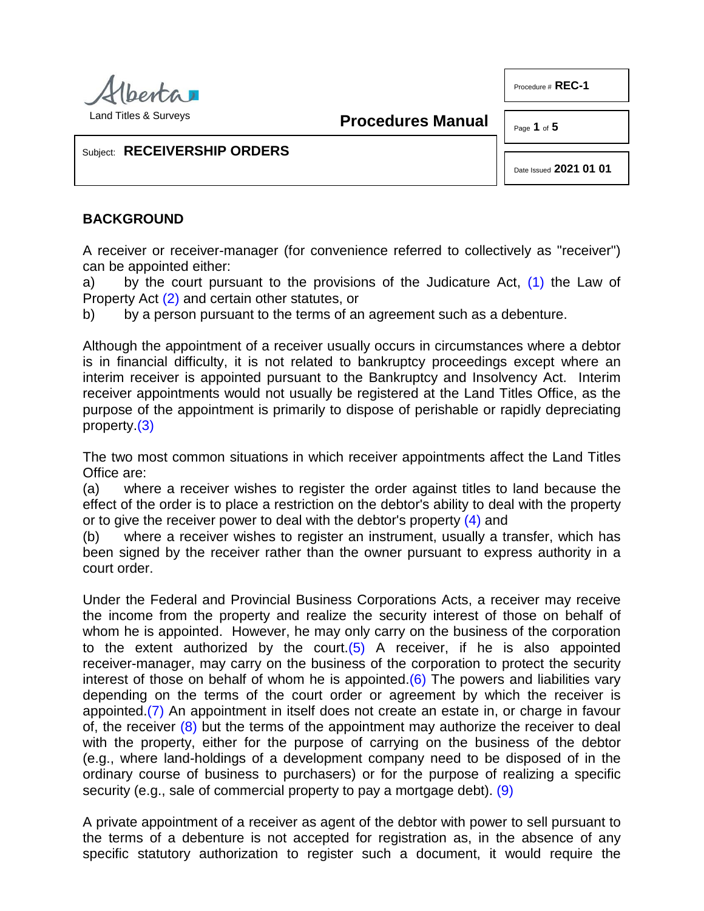Alberta
Land Titles & Surveys

**Procedures Manual**

Procedure # **REC-1**

Date Issued **2021 01 01**

Subject: **RECEIVERSHIP ORDERS**

## BACKGROUND

A receiver or receiver-manager (for convenience referred to collectively as "receiver") can be appointed either:

a) by the court pursuant to the provisions of the Judicature Act, (1) the Law of Property Act (2) and certain other statutes, or

b) by a person pursuant to the terms of an agreement such as a debenture.

Although the appointment of a receiver usually occurs in circumstances where a debtor is in financial difficulty, it is not related to bankruptcy proceedings except where an interim receiver is appointed pursuant to the Bankruptcy and Insolvency Act. Interim receiver appointments would not usually be registered at the Land Titles Office, as the purpose of the appointment is primarily to dispose of perishable or rapidly depreciating property.(3)

The two most common situations in which receiver appointments affect the Land Titles Office are:

(a) where a receiver wishes to register the order against titles to land because the effect of the order is to place a restriction on the debtor's ability to deal with the property or to give the receiver power to deal with the debtor's property (4) and

(b) where a receiver wishes to register an instrument, usually a transfer, which has been signed by the receiver rather than the owner pursuant to express authority in a court order.

Under the Federal and Provincial Business Corporations Acts, a receiver may receive the income from the property and realize the security interest of those on behalf of whom he is appointed. However, he may only carry on the business of the corporation to the extent authorized by the court.(5) A receiver, if he is also appointed receiver-manager, may carry on the business of the corporation to protect the security interest of those on behalf of whom he is appointed.(6) The powers and liabilities vary depending on the terms of the court order or agreement by which the receiver is appointed.(7) An appointment in itself does not create an estate in, or charge in favour of, the receiver (8) but the terms of the appointment may authorize the receiver to deal with the property, either for the purpose of carrying on the business of the debtor (e.g., where land-holdings of a development company need to be disposed of in the ordinary course of business to purchasers) or for the purpose of realizing a specific security (e.g., sale of commercial property to pay a mortgage debt). (9)

A private appointment of a receiver as agent of the debtor with power to sell pursuant to the terms of a debenture is not accepted for registration as, in the absence of any specific statutory authorization to register such a document, it would require the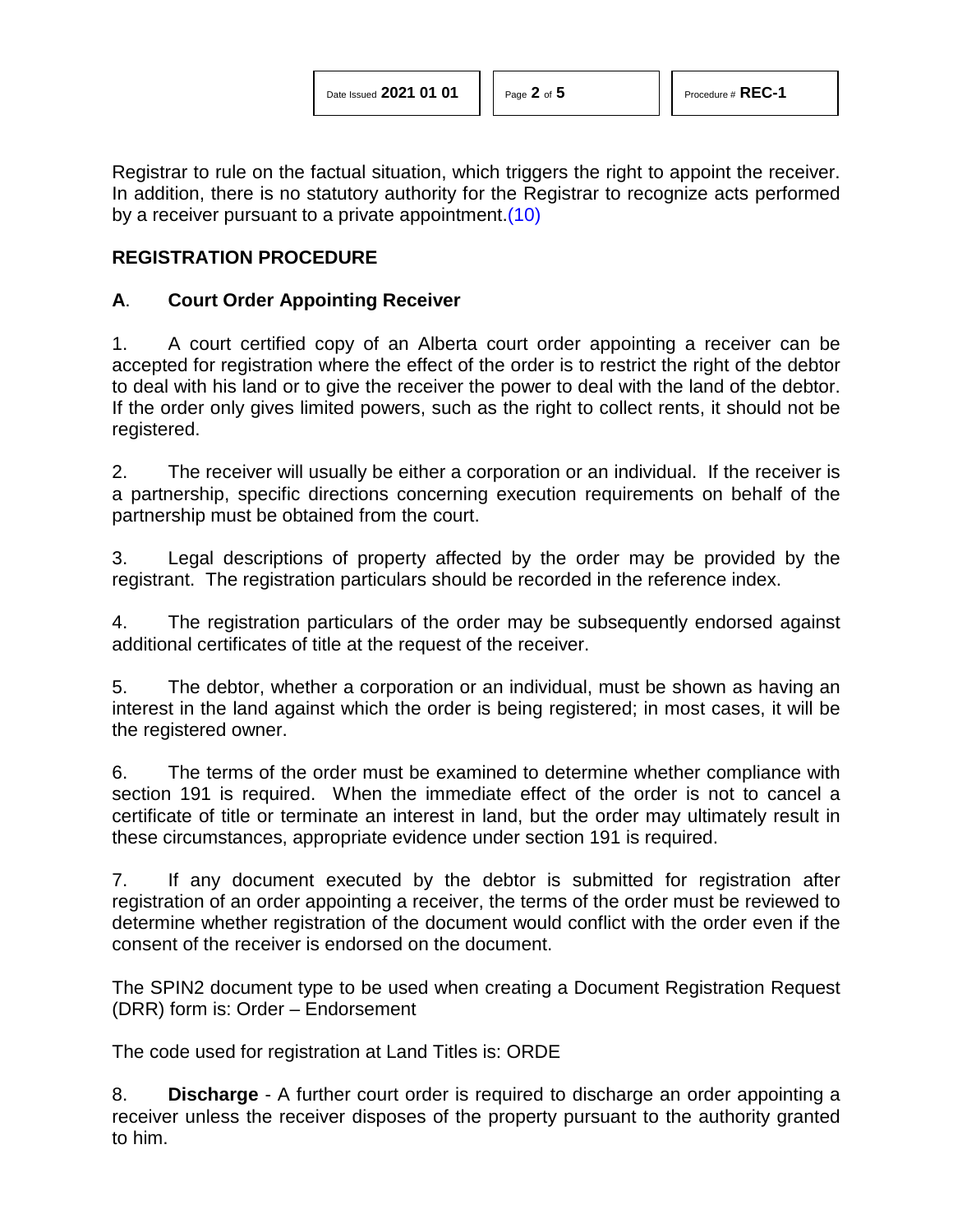Registrar to rule on the factual situation, which triggers the right to appoint the receiver. In addition, there is no statutory authority for the Registrar to recognize acts performed by a receiver pursuant to a private appointment.(10)

## REGISTRATION PROCEDURE

### A. Court Order Appointing Receiver

1. A court certified copy of an Alberta court order appointing a receiver can be accepted for registration where the effect of the order is to restrict the right of the debtor to deal with his land or to give the receiver the power to deal with the land of the debtor. If the order only gives limited powers, such as the right to collect rents, it should not be registered.

2. The receiver will usually be either a corporation or an individual. If the receiver is a partnership, specific directions concerning execution requirements on behalf of the partnership must be obtained from the court.

3. Legal descriptions of property affected by the order may be provided by the registrant. The registration particulars should be recorded in the reference index.

4. The registration particulars of the order may be subsequently endorsed against additional certificates of title at the request of the receiver.

5. The debtor, whether a corporation or an individual, must be shown as having an interest in the land against which the order is being registered; in most cases, it will be the registered owner.

6. The terms of the order must be examined to determine whether compliance with section 191 is required. When the immediate effect of the order is not to cancel a certificate of title or terminate an interest in land, but the order may ultimately result in these circumstances, appropriate evidence under section 191 is required.

7. If any document executed by the debtor is submitted for registration after registration of an order appointing a receiver, the terms of the order must be reviewed to determine whether registration of the document would conflict with the order even if the consent of the receiver is endorsed on the document.

The SPIN2 document type to be used when creating a Document Registration Request (DRR) form is: Order – Endorsement

The code used for registration at Land Titles is: ORDE

8. **Discharge** - A further court order is required to discharge an order appointing a receiver unless the receiver disposes of the property pursuant to the authority granted to him.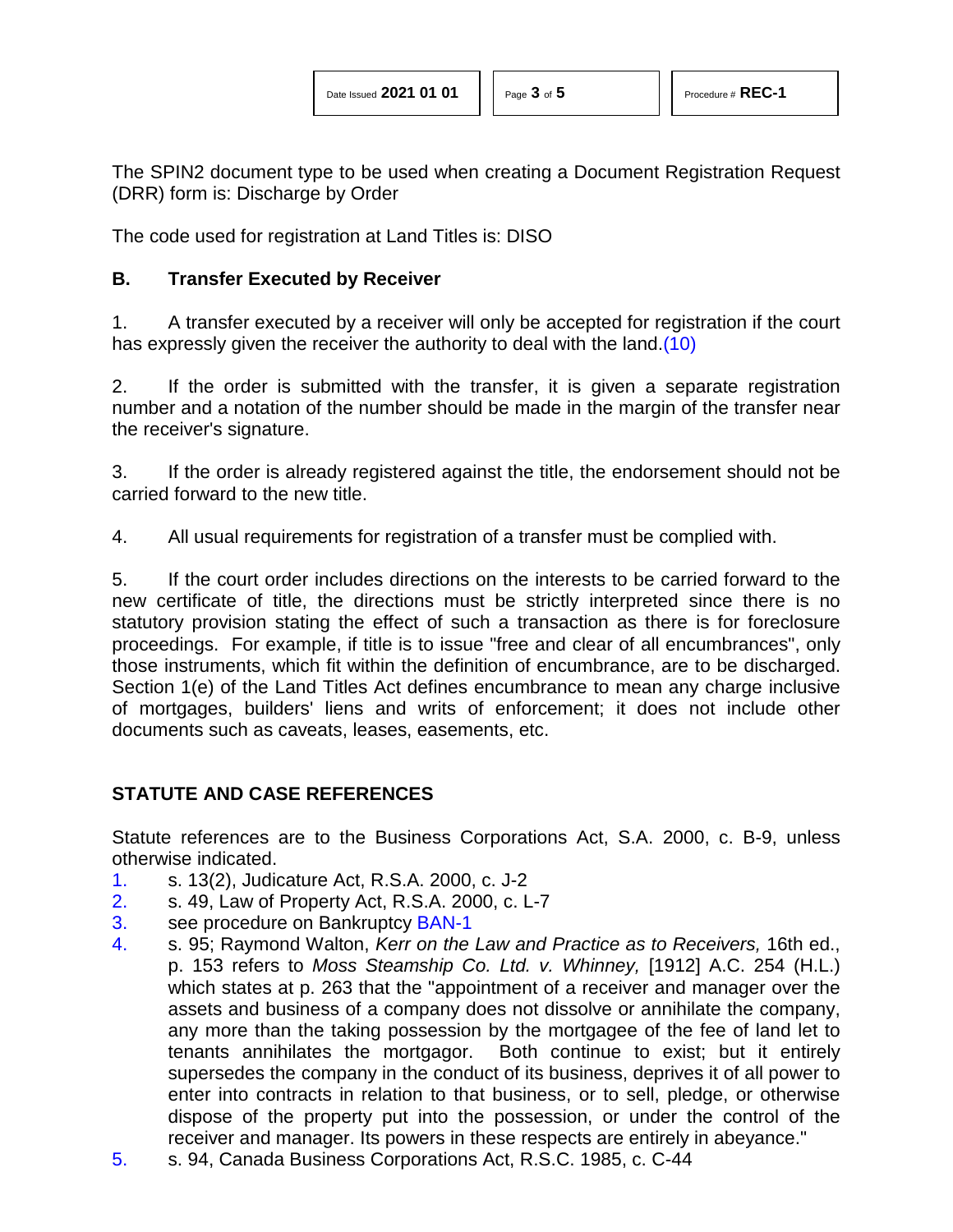The SPIN2 document type to be used when creating a Document Registration Request (DRR) form is: Discharge by Order

The code used for registration at Land Titles is: DISO

## B. Transfer Executed by Receiver

1. A transfer executed by a receiver will only be accepted for registration if the court has expressly given the receiver the authority to deal with the land.(10)

2. If the order is submitted with the transfer, it is given a separate registration number and a notation of the number should be made in the margin of the transfer near the receiver's signature.

3. If the order is already registered against the title, the endorsement should not be carried forward to the new title.

4. All usual requirements for registration of a transfer must be complied with.

5. If the court order includes directions on the interests to be carried forward to the new certificate of title, the directions must be strictly interpreted since there is no statutory provision stating the effect of such a transaction as there is for foreclosure proceedings. For example, if title is to issue "free and clear of all encumbrances", only those instruments, which fit within the definition of encumbrance, are to be discharged. Section 1(e) of the Land Titles Act defines encumbrance to mean any charge inclusive of mortgages, builders' liens and writs of enforcement; it does not include other documents such as caveats, leases, easements, etc.

## STATUTE AND CASE REFERENCES

Statute references are to the Business Corporations Act, S.A. 2000, c. B-9, unless otherwise indicated.

1. s. 13(2), Judicature Act, R.S.A. 2000, c. J-2
2. s. 49, Law of Property Act, R.S.A. 2000, c. L-7
3. see procedure on Bankruptcy BAN-1
4. s. 95; Raymond Walton, *Kerr on the Law and Practice as to Receivers,* 16th ed., p. 153 refers to *Moss Steamship Co. Ltd. v. Whinney,* [1912] A.C. 254 (H.L.) which states at p. 263 that the "appointment of a receiver and manager over the assets and business of a company does not dissolve or annihilate the company, any more than the taking possession by the mortgagee of the fee of land let to tenants annihilates the mortgagor. Both continue to exist; but it entirely supersedes the company in the conduct of its business, deprives it of all power to enter into contracts in relation to that business, or to sell, pledge, or otherwise dispose of the property put into the possession, or under the control of the receiver and manager. Its powers in these respects are entirely in abeyance."
5. s. 94, Canada Business Corporations Act, R.S.C. 1985, c. C-44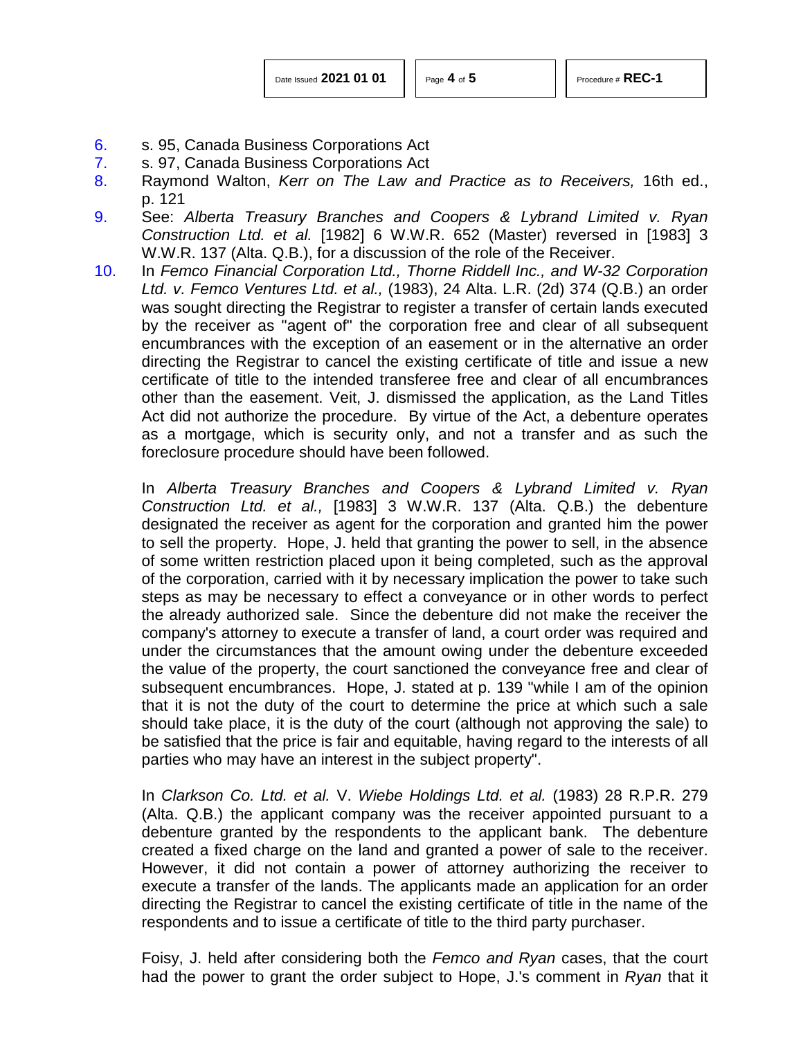6. s. 95, Canada Business Corporations Act
7. s. 97, Canada Business Corporations Act
8. Raymond Walton, *Kerr on The Law and Practice as to Receivers,* 16th ed., p. 121
9. See: *Alberta Treasury Branches and Coopers & Lybrand Limited v. Ryan Construction Ltd. et al.* [1982] 6 W.W.R. 652 (Master) reversed in [1983] 3 W.W.R. 137 (Alta. Q.B.), for a discussion of the role of the Receiver.
10. In *Femco Financial Corporation Ltd., Thorne Riddell Inc., and W-32 Corporation Ltd. v. Femco Ventures Ltd. et al.,* (1983), 24 Alta. L.R. (2d) 374 (Q.B.) an order was sought directing the Registrar to register a transfer of certain lands executed by the receiver as "agent of" the corporation free and clear of all subsequent encumbrances with the exception of an easement or in the alternative an order directing the Registrar to cancel the existing certificate of title and issue a new certificate of title to the intended transferee free and clear of all encumbrances other than the easement. Veit, J. dismissed the application, as the Land Titles Act did not authorize the procedure. By virtue of the Act, a debenture operates as a mortgage, which is security only, and not a transfer and as such the foreclosure procedure should have been followed.

    In *Alberta Treasury Branches and Coopers & Lybrand Limited v. Ryan Construction Ltd. et al.,* [1983] 3 W.W.R. 137 (Alta. Q.B.) the debenture designated the receiver as agent for the corporation and granted him the power to sell the property. Hope, J. held that granting the power to sell, in the absence of some written restriction placed upon it being completed, such as the approval of the corporation, carried with it by necessary implication the power to take such steps as may be necessary to effect a conveyance or in other words to perfect the already authorized sale. Since the debenture did not make the receiver the company's attorney to execute a transfer of land, a court order was required and under the circumstances that the amount owing under the debenture exceeded the value of the property, the court sanctioned the conveyance free and clear of subsequent encumbrances. Hope, J. stated at p. 139 "while I am of the opinion that it is not the duty of the court to determine the price at which such a sale should take place, it is the duty of the court (although not approving the sale) to be satisfied that the price is fair and equitable, having regard to the interests of all parties who may have an interest in the subject property".

    In *Clarkson Co. Ltd. et al.* V. *Wiebe Holdings Ltd. et al.* (1983) 28 R.P.R. 279 (Alta. Q.B.) the applicant company was the receiver appointed pursuant to a debenture granted by the respondents to the applicant bank. The debenture created a fixed charge on the land and granted a power of sale to the receiver. However, it did not contain a power of attorney authorizing the receiver to execute a transfer of the lands. The applicants made an application for an order directing the Registrar to cancel the existing certificate of title in the name of the respondents and to issue a certificate of title to the third party purchaser.

    Foisy, J. held after considering both the *Femco and Ryan* cases, that the court had the power to grant the order subject to Hope, J.'s comment in *Ryan* that it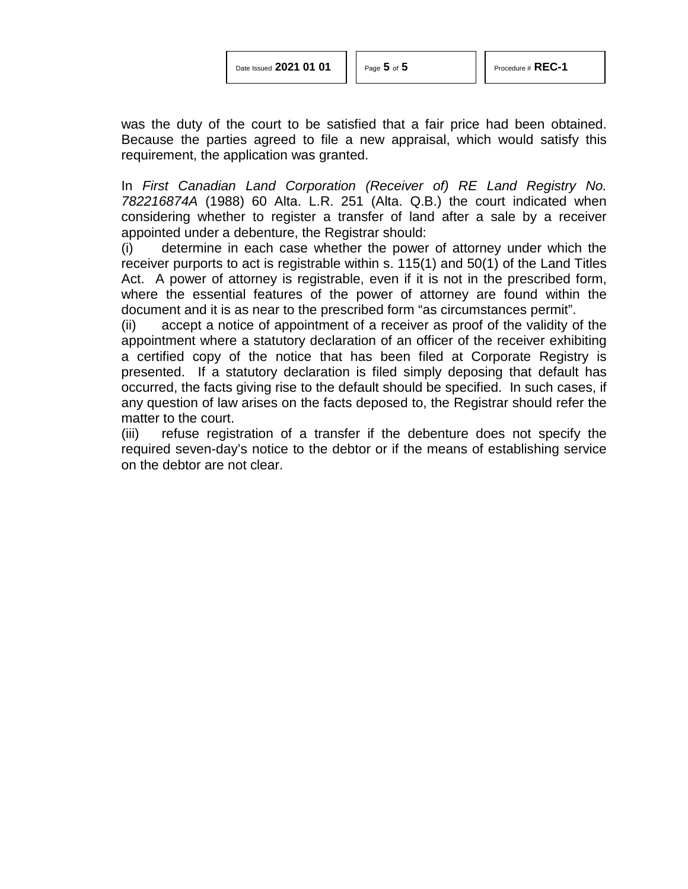was the duty of the court to be satisfied that a fair price had been obtained. Because the parties agreed to file a new appraisal, which would satisfy this requirement, the application was granted.

In *First Canadian Land Corporation (Receiver of) RE Land Registry No. 782216874A* (1988) 60 Alta. L.R. 251 (Alta. Q.B.) the court indicated when considering whether to register a transfer of land after a sale by a receiver appointed under a debenture, the Registrar should:

(i) determine in each case whether the power of attorney under which the receiver purports to act is registrable within s. 115(1) and 50(1) of the Land Titles Act. A power of attorney is registrable, even if it is not in the prescribed form, where the essential features of the power of attorney are found within the document and it is as near to the prescribed form "as circumstances permit".

(ii) accept a notice of appointment of a receiver as proof of the validity of the appointment where a statutory declaration of an officer of the receiver exhibiting a certified copy of the notice that has been filed at Corporate Registry is presented. If a statutory declaration is filed simply deposing that default has occurred, the facts giving rise to the default should be specified. In such cases, if any question of law arises on the facts deposed to, the Registrar should refer the matter to the court.

(iii) refuse registration of a transfer if the debenture does not specify the required seven-day's notice to the debtor or if the means of establishing service on the debtor are not clear.